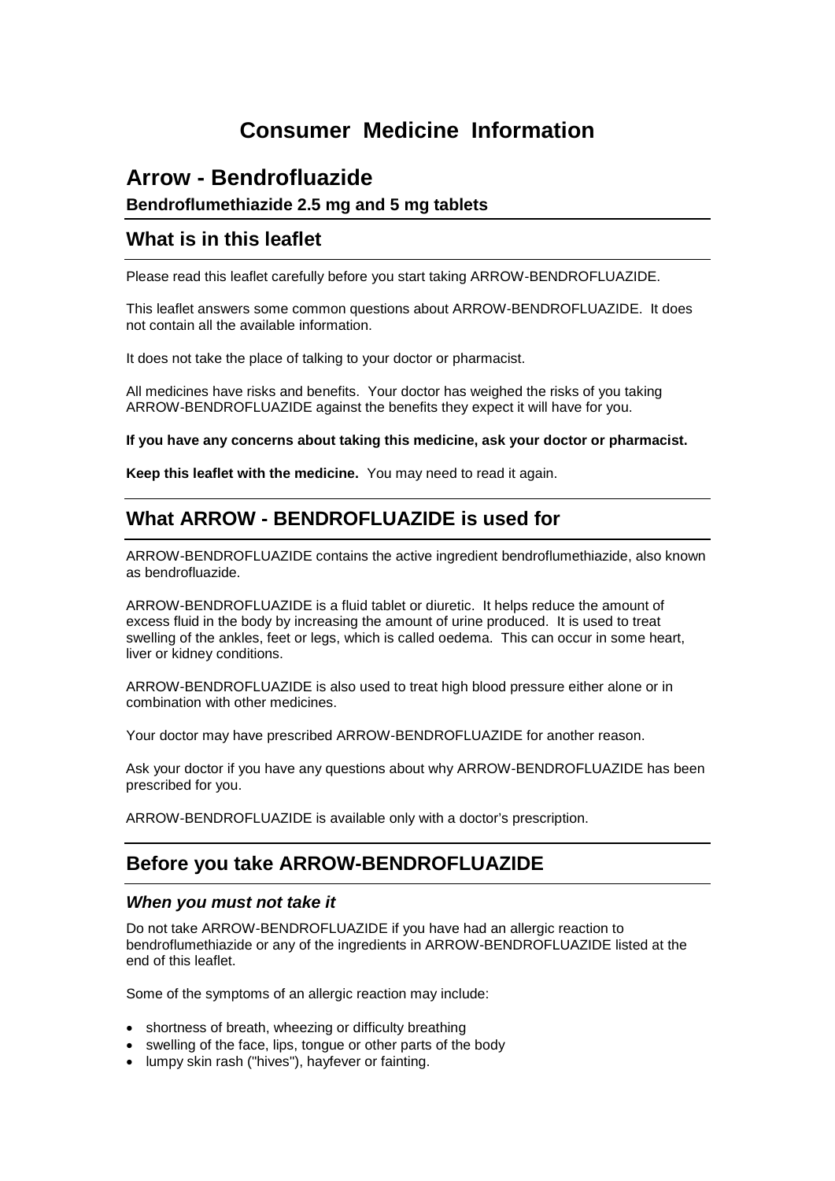# Consumer Medicine Information

## Arrow - Bendrofluazide

**Bendroflumethiazide 2.5 mg and 5 mg tablets**

## What is in this leaflet

Please read this leaflet carefully before you start taking ARROW-BENDROFLUAZIDE.

This leaflet answers some common questions about ARROW-BENDROFLUAZIDE. It does not contain all the available information.

It does not take the place of talking to your doctor or pharmacist.

All medicines have risks and benefits. Your doctor has weighed the risks of you taking ARROW-BENDROFLUAZIDE against the benefits they expect it will have for you.

**If you have any concerns about taking this medicine, ask your doctor or pharmacist.**

**Keep this leaflet with the medicine.** You may need to read it again.

## What ARROW - BENDROFLUAZIDE is used for

ARROW-BENDROFLUAZIDE contains the active ingredient bendroflumethiazide, also known as bendrofluazide.

ARROW-BENDROFLUAZIDE is a fluid tablet or diuretic. It helps reduce the amount of excess fluid in the body by increasing the amount of urine produced. It is used to treat swelling of the ankles, feet or legs, which is called oedema. This can occur in some heart, liver or kidney conditions.

ARROW-BENDROFLUAZIDE is also used to treat high blood pressure either alone or in combination with other medicines.

Your doctor may have prescribed ARROW-BENDROFLUAZIDE for another reason.

Ask your doctor if you have any questions about why ARROW-BENDROFLUAZIDE has been prescribed for you.

ARROW-BENDROFLUAZIDE is available only with a doctor's prescription.

## Before you take ARROW-BENDROFLUAZIDE

### *When you must not take it*

Do not take ARROW-BENDROFLUAZIDE if you have had an allergic reaction to bendroflumethiazide or any of the ingredients in ARROW-BENDROFLUAZIDE listed at the end of this leaflet.

Some of the symptoms of an allergic reaction may include:

- shortness of breath, wheezing or difficulty breathing
- swelling of the face, lips, tongue or other parts of the body
- lumpy skin rash ("hives"), hayfever or fainting.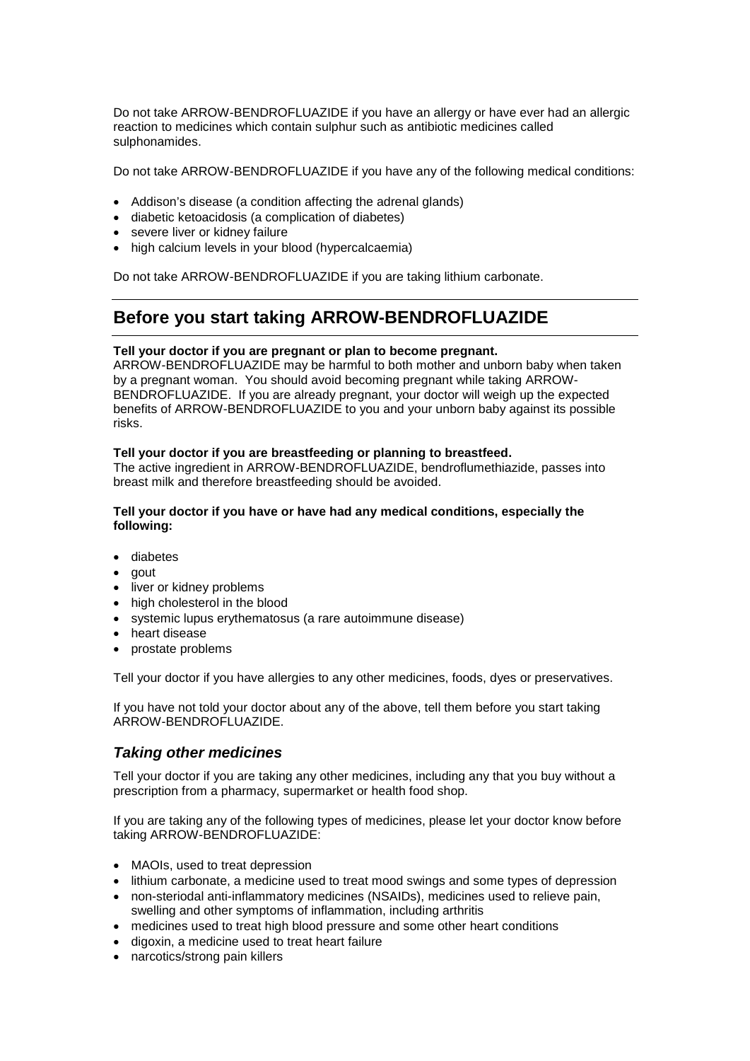Do not take ARROW-BENDROFLUAZIDE if you have an allergy or have ever had an allergic reaction to medicines which contain sulphur such as antibiotic medicines called sulphonamides.

Do not take ARROW-BENDROFLUAZIDE if you have any of the following medical conditions:

- Addison's disease (a condition affecting the adrenal glands)
- diabetic ketoacidosis (a complication of diabetes)
- severe liver or kidney failure
- high calcium levels in your blood (hypercalcaemia)

Do not take ARROW-BENDROFLUAZIDE if you are taking lithium carbonate.

## Before you start taking ARROW-BENDROFLUAZIDE

**Tell your doctor if you are pregnant or plan to become pregnant.**
ARROW-BENDROFLUAZIDE may be harmful to both mother and unborn baby when taken by a pregnant woman. You should avoid becoming pregnant while taking ARROW-BENDROFLUAZIDE. If you are already pregnant, your doctor will weigh up the expected benefits of ARROW-BENDROFLUAZIDE to you and your unborn baby against its possible risks.

**Tell your doctor if you are breastfeeding or planning to breastfeed.**
The active ingredient in ARROW-BENDROFLUAZIDE, bendroflumethiazide, passes into breast milk and therefore breastfeeding should be avoided.

**Tell your doctor if you have or have had any medical conditions, especially the following:**

- diabetes
- gout
- liver or kidney problems
- high cholesterol in the blood
- systemic lupus erythematosus (a rare autoimmune disease)
- heart disease
- prostate problems

Tell your doctor if you have allergies to any other medicines, foods, dyes or preservatives.

If you have not told your doctor about any of the above, tell them before you start taking ARROW-BENDROFLUAZIDE.

### *Taking other medicines*

Tell your doctor if you are taking any other medicines, including any that you buy without a prescription from a pharmacy, supermarket or health food shop.

If you are taking any of the following types of medicines, please let your doctor know before taking ARROW-BENDROFLUAZIDE:

- MAOIs, used to treat depression
- lithium carbonate, a medicine used to treat mood swings and some types of depression
- non-steriodal anti-inflammatory medicines (NSAIDs), medicines used to relieve pain, swelling and other symptoms of inflammation, including arthritis
- medicines used to treat high blood pressure and some other heart conditions
- digoxin, a medicine used to treat heart failure
- narcotics/strong pain killers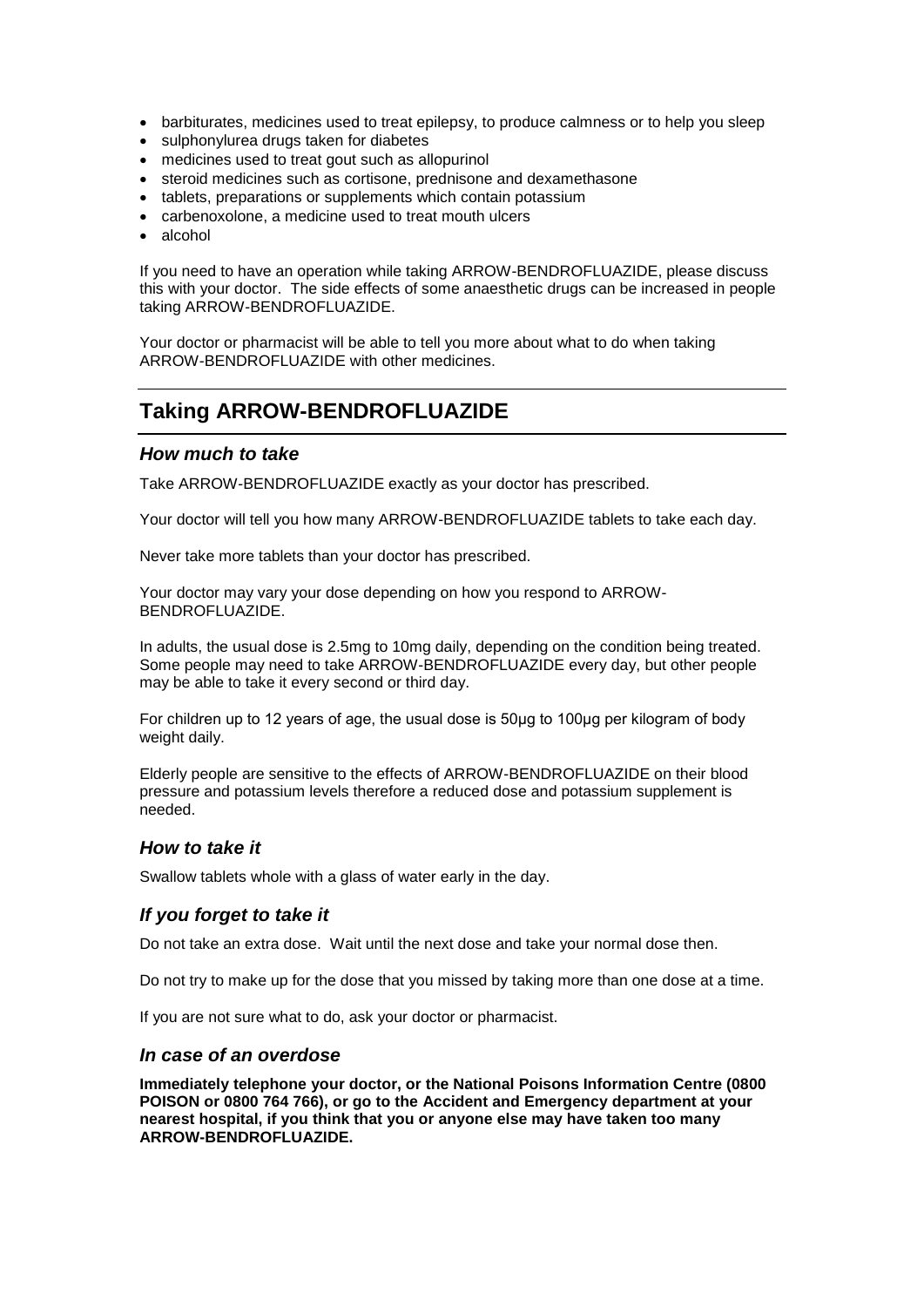- barbiturates, medicines used to treat epilepsy, to produce calmness or to help you sleep
- sulphonylurea drugs taken for diabetes
- medicines used to treat gout such as allopurinol
- steroid medicines such as cortisone, prednisone and dexamethasone
- tablets, preparations or supplements which contain potassium
- carbenoxolone, a medicine used to treat mouth ulcers
- alcohol

If you need to have an operation while taking ARROW-BENDROFLUAZIDE, please discuss this with your doctor. The side effects of some anaesthetic drugs can be increased in people taking ARROW-BENDROFLUAZIDE.

Your doctor or pharmacist will be able to tell you more about what to do when taking ARROW-BENDROFLUAZIDE with other medicines.

## Taking ARROW-BENDROFLUAZIDE

### *How much to take*

Take ARROW-BENDROFLUAZIDE exactly as your doctor has prescribed.

Your doctor will tell you how many ARROW-BENDROFLUAZIDE tablets to take each day.

Never take more tablets than your doctor has prescribed.

Your doctor may vary your dose depending on how you respond to ARROW-BENDROFLUAZIDE.

In adults, the usual dose is 2.5mg to 10mg daily, depending on the condition being treated. Some people may need to take ARROW-BENDROFLUAZIDE every day, but other people may be able to take it every second or third day.

For children up to 12 years of age, the usual dose is 50µg to 100µg per kilogram of body weight daily.

Elderly people are sensitive to the effects of ARROW-BENDROFLUAZIDE on their blood pressure and potassium levels therefore a reduced dose and potassium supplement is needed.

### *How to take it*

Swallow tablets whole with a glass of water early in the day.

### *If you forget to take it*

Do not take an extra dose. Wait until the next dose and take your normal dose then.

Do not try to make up for the dose that you missed by taking more than one dose at a time.

If you are not sure what to do, ask your doctor or pharmacist.

### *In case of an overdose*

**Immediately telephone your doctor, or the National Poisons Information Centre (0800 POISON or 0800 764 766), or go to the Accident and Emergency department at your nearest hospital, if you think that you or anyone else may have taken too many ARROW-BENDROFLUAZIDE.**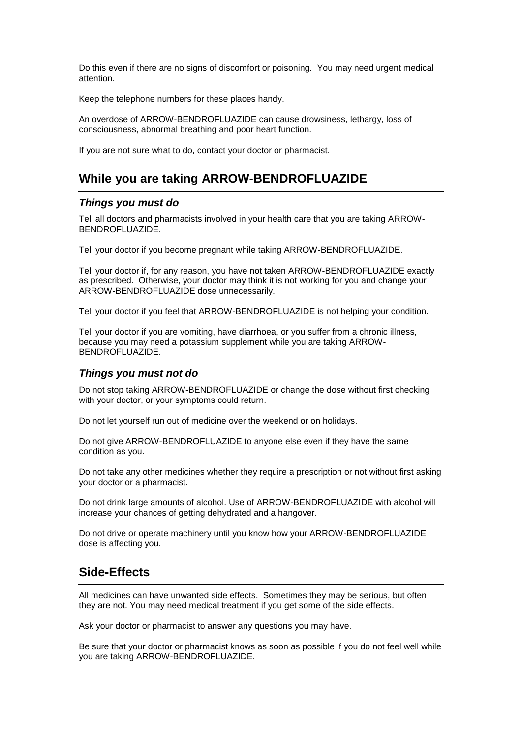Do this even if there are no signs of discomfort or poisoning. You may need urgent medical attention.

Keep the telephone numbers for these places handy.

An overdose of ARROW-BENDROFLUAZIDE can cause drowsiness, lethargy, loss of consciousness, abnormal breathing and poor heart function.

If you are not sure what to do, contact your doctor or pharmacist.

## While you are taking ARROW-BENDROFLUAZIDE

### *Things you must do*

Tell all doctors and pharmacists involved in your health care that you are taking ARROW-BENDROFLUAZIDE.

Tell your doctor if you become pregnant while taking ARROW-BENDROFLUAZIDE.

Tell your doctor if, for any reason, you have not taken ARROW-BENDROFLUAZIDE exactly as prescribed. Otherwise, your doctor may think it is not working for you and change your ARROW-BENDROFLUAZIDE dose unnecessarily.

Tell your doctor if you feel that ARROW-BENDROFLUAZIDE is not helping your condition.

Tell your doctor if you are vomiting, have diarrhoea, or you suffer from a chronic illness, because you may need a potassium supplement while you are taking ARROW-BENDROFLUAZIDE.

### *Things you must not do*

Do not stop taking ARROW-BENDROFLUAZIDE or change the dose without first checking with your doctor, or your symptoms could return.

Do not let yourself run out of medicine over the weekend or on holidays.

Do not give ARROW-BENDROFLUAZIDE to anyone else even if they have the same condition as you.

Do not take any other medicines whether they require a prescription or not without first asking your doctor or a pharmacist.

Do not drink large amounts of alcohol. Use of ARROW-BENDROFLUAZIDE with alcohol will increase your chances of getting dehydrated and a hangover.

Do not drive or operate machinery until you know how your ARROW-BENDROFLUAZIDE dose is affecting you.

## Side-Effects

All medicines can have unwanted side effects. Sometimes they may be serious, but often they are not. You may need medical treatment if you get some of the side effects.

Ask your doctor or pharmacist to answer any questions you may have.

Be sure that your doctor or pharmacist knows as soon as possible if you do not feel well while you are taking ARROW-BENDROFLUAZIDE.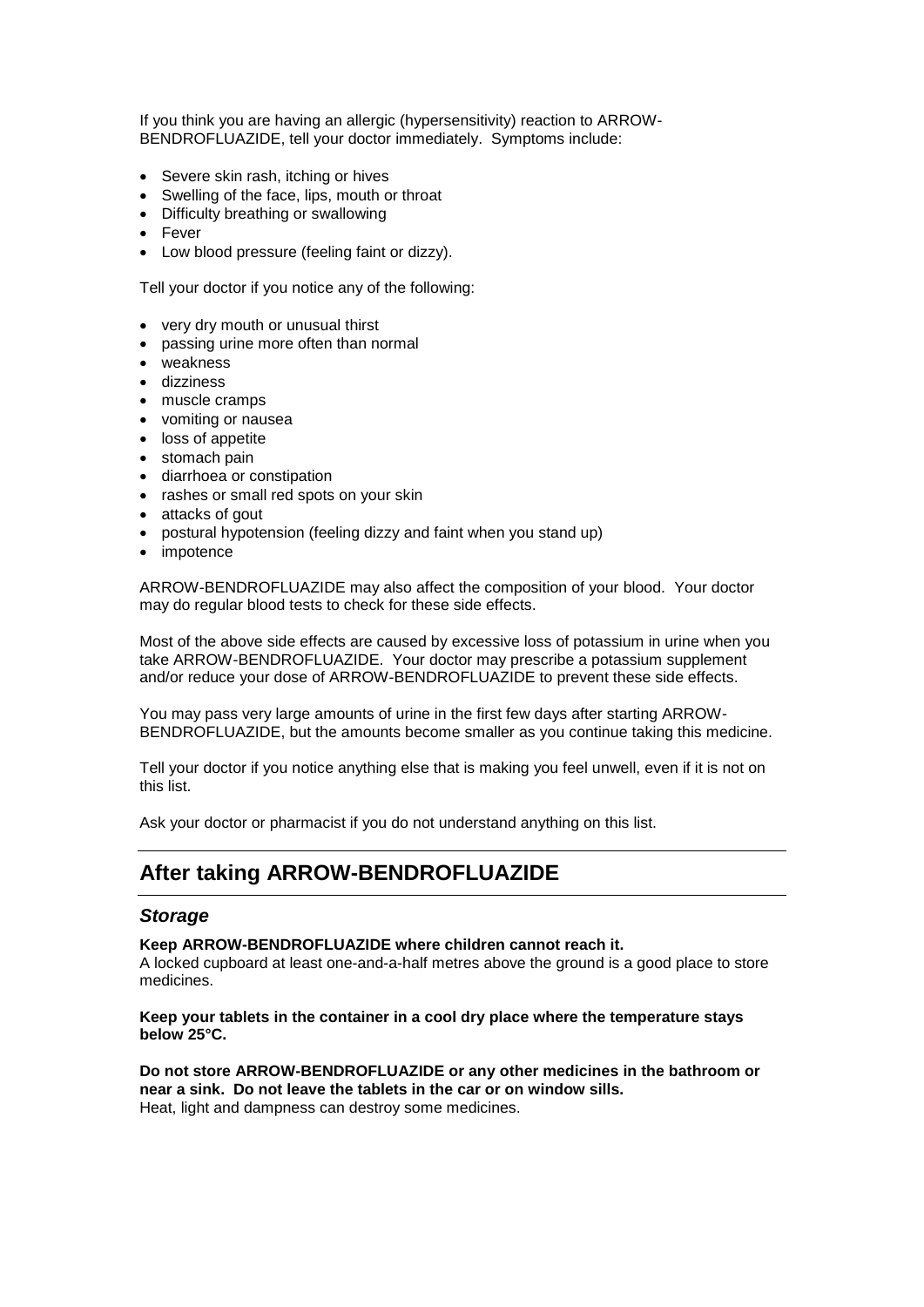If you think you are having an allergic (hypersensitivity) reaction to ARROW-BENDROFLUAZIDE, tell your doctor immediately. Symptoms include:

- Severe skin rash, itching or hives
- Swelling of the face, lips, mouth or throat
- Difficulty breathing or swallowing
- Fever
- Low blood pressure (feeling faint or dizzy).

Tell your doctor if you notice any of the following:

- very dry mouth or unusual thirst
- passing urine more often than normal
- weakness
- dizziness
- muscle cramps
- vomiting or nausea
- loss of appetite
- stomach pain
- diarrhoea or constipation
- rashes or small red spots on your skin
- attacks of gout
- postural hypotension (feeling dizzy and faint when you stand up)
- impotence

ARROW-BENDROFLUAZIDE may also affect the composition of your blood. Your doctor may do regular blood tests to check for these side effects.

Most of the above side effects are caused by excessive loss of potassium in urine when you take ARROW-BENDROFLUAZIDE. Your doctor may prescribe a potassium supplement and/or reduce your dose of ARROW-BENDROFLUAZIDE to prevent these side effects.

You may pass very large amounts of urine in the first few days after starting ARROW-BENDROFLUAZIDE, but the amounts become smaller as you continue taking this medicine.

Tell your doctor if you notice anything else that is making you feel unwell, even if it is not on this list.

Ask your doctor or pharmacist if you do not understand anything on this list.

## After taking ARROW-BENDROFLUAZIDE

### *Storage*

**Keep ARROW-BENDROFLUAZIDE where children cannot reach it.**
A locked cupboard at least one-and-a-half metres above the ground is a good place to store medicines.

**Keep your tablets in the container in a cool dry place where the temperature stays below 25°C.**

**Do not store ARROW-BENDROFLUAZIDE or any other medicines in the bathroom or near a sink. Do not leave the tablets in the car or on window sills.**
Heat, light and dampness can destroy some medicines.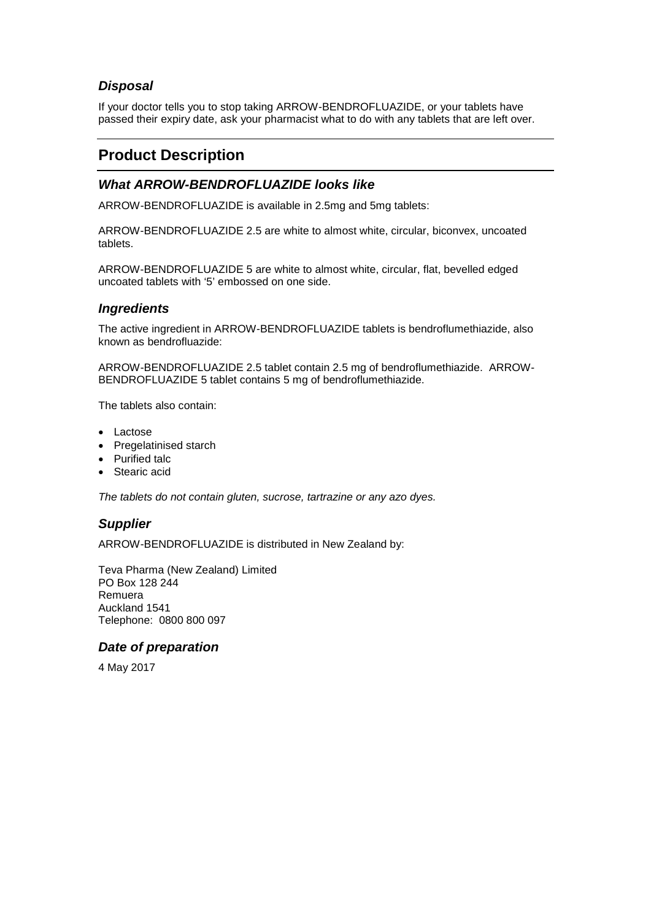### *Disposal*

If your doctor tells you to stop taking ARROW-BENDROFLUAZIDE, or your tablets have passed their expiry date, ask your pharmacist what to do with any tablets that are left over.

## Product Description

### *What ARROW-BENDROFLUAZIDE looks like*

ARROW-BENDROFLUAZIDE is available in 2.5mg and 5mg tablets:

ARROW-BENDROFLUAZIDE 2.5 are white to almost white, circular, biconvex, uncoated tablets.

ARROW-BENDROFLUAZIDE 5 are white to almost white, circular, flat, bevelled edged uncoated tablets with '5' embossed on one side.

### *Ingredients*

The active ingredient in ARROW-BENDROFLUAZIDE tablets is bendroflumethiazide, also known as bendrofluazide:

ARROW-BENDROFLUAZIDE 2.5 tablet contain 2.5 mg of bendroflumethiazide. ARROW-BENDROFLUAZIDE 5 tablet contains 5 mg of bendroflumethiazide.

The tablets also contain:

- Lactose
- Pregelatinised starch
- Purified talc
- Stearic acid

*The tablets do not contain gluten, sucrose, tartrazine or any azo dyes.*

### *Supplier*

ARROW-BENDROFLUAZIDE is distributed in New Zealand by:

Teva Pharma (New Zealand) Limited
PO Box 128 244
Remuera
Auckland 1541
Telephone: 0800 800 097

### *Date of preparation*

4 May 2017